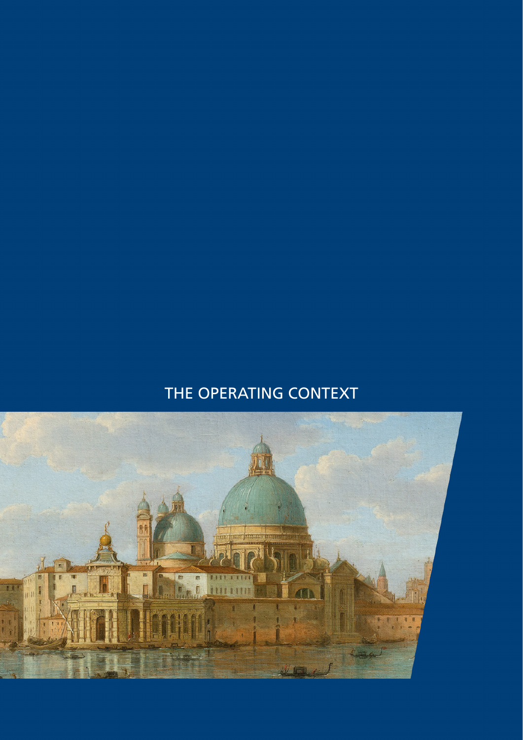# THE OPERATING CONTEXT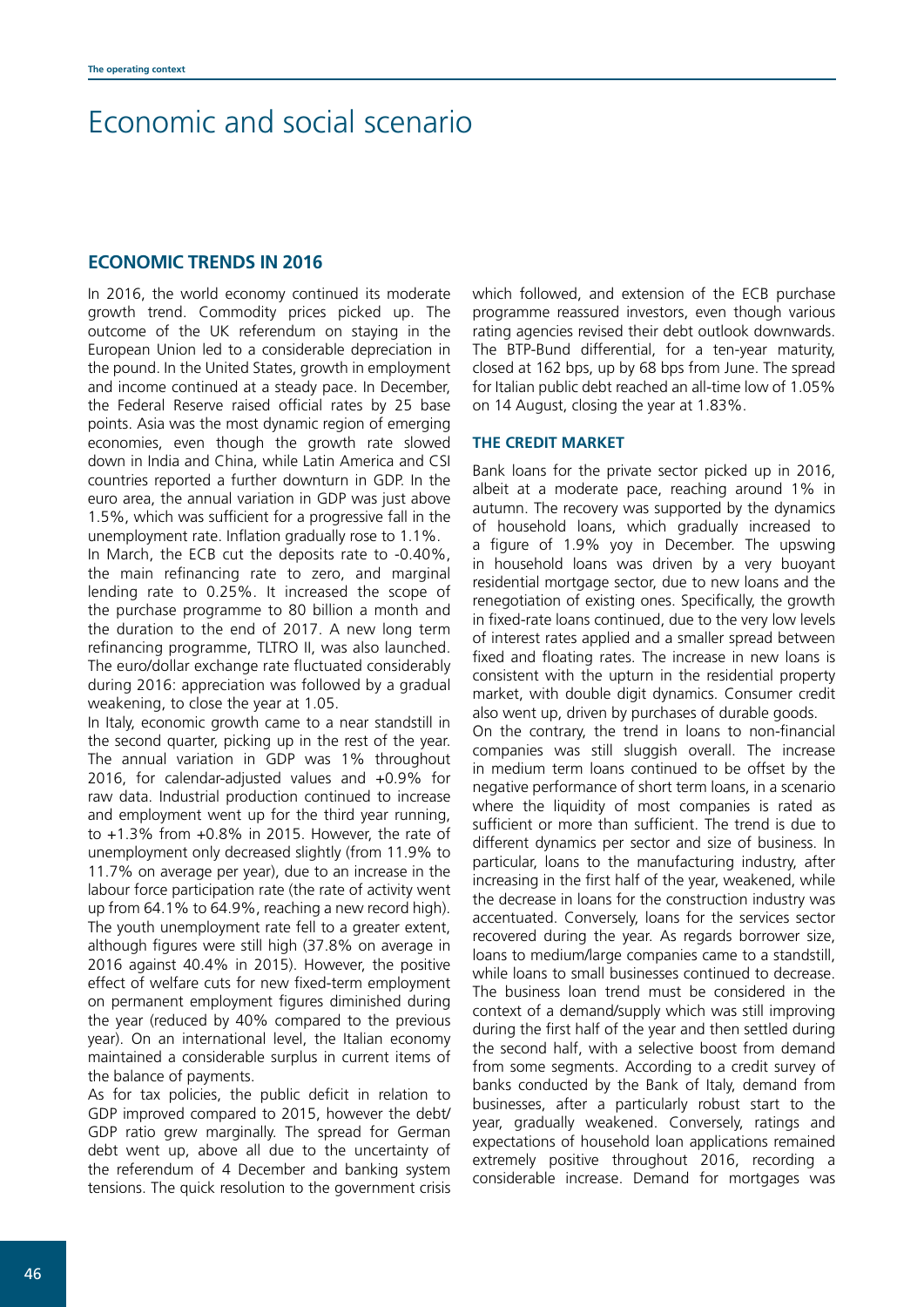# Economic and social scenario

## ECONOMIC TRENDS IN 2016

In 2016, the world economy continued its moderate growth trend. Commodity prices picked up. The outcome of the UK referendum on staying in the European Union led to a considerable depreciation in the pound. In the United States, growth in employment and income continued at a steady pace. In December, the Federal Reserve raised official rates by 25 base points. Asia was the most dynamic region of emerging economies, even though the growth rate slowed down in India and China, while Latin America and CSI countries reported a further downturn in GDP. In the euro area, the annual variation in GDP was just above 1.5%, which was sufficient for a progressive fall in the unemployment rate. Inflation gradually rose to 1.1%.

In March, the ECB cut the deposits rate to -0.40%, the main refinancing rate to zero, and marginal lending rate to 0.25%. It increased the scope of the purchase programme to 80 billion a month and the duration to the end of 2017. A new long term refinancing programme, TLTRO II, was also launched. The euro/dollar exchange rate fluctuated considerably during 2016: appreciation was followed by a gradual weakening, to close the year at 1.05.

In Italy, economic growth came to a near standstill in the second quarter, picking up in the rest of the year. The annual variation in GDP was 1% throughout 2016, for calendar-adjusted values and +0.9% for raw data. Industrial production continued to increase and employment went up for the third year running, to +1.3% from +0.8% in 2015. However, the rate of unemployment only decreased slightly (from 11.9% to 11.7% on average per year), due to an increase in the labour force participation rate (the rate of activity went up from 64.1% to 64.9%, reaching a new record high). The youth unemployment rate fell to a greater extent, although figures were still high (37.8% on average in 2016 against 40.4% in 2015). However, the positive effect of welfare cuts for new fixed-term employment on permanent employment figures diminished during the year (reduced by 40% compared to the previous year). On an international level, the Italian economy maintained a considerable surplus in current items of the balance of payments.

As for tax policies, the public deficit in relation to GDP improved compared to 2015, however the debt/GDP ratio grew marginally. The spread for German debt went up, above all due to the uncertainty of the referendum of 4 December and banking system tensions. The quick resolution to the government crisis which followed, and extension of the ECB purchase programme reassured investors, even though various rating agencies revised their debt outlook downwards. The BTP-Bund differential, for a ten-year maturity, closed at 162 bps, up by 68 bps from June. The spread for Italian public debt reached an all-time low of 1.05% on 14 August, closing the year at 1.83%.

### THE CREDIT MARKET

Bank loans for the private sector picked up in 2016, albeit at a moderate pace, reaching around 1% in autumn. The recovery was supported by the dynamics of household loans, which gradually increased to a figure of 1.9% yoy in December. The upswing in household loans was driven by a very buoyant residential mortgage sector, due to new loans and the renegotiation of existing ones. Specifically, the growth in fixed-rate loans continued, due to the very low levels of interest rates applied and a smaller spread between fixed and floating rates. The increase in new loans is consistent with the upturn in the residential property market, with double digit dynamics. Consumer credit also went up, driven by purchases of durable goods.

On the contrary, the trend in loans to non-financial companies was still sluggish overall. The increase in medium term loans continued to be offset by the negative performance of short term loans, in a scenario where the liquidity of most companies is rated as sufficient or more than sufficient. The trend is due to different dynamics per sector and size of business. In particular, loans to the manufacturing industry, after increasing in the first half of the year, weakened, while the decrease in loans for the construction industry was accentuated. Conversely, loans for the services sector recovered during the year. As regards borrower size, loans to medium/large companies came to a standstill, while loans to small businesses continued to decrease. The business loan trend must be considered in the context of a demand/supply which was still improving during the first half of the year and then settled during the second half, with a selective boost from demand from some segments. According to a credit survey of banks conducted by the Bank of Italy, demand from businesses, after a particularly robust start to the year, gradually weakened. Conversely, ratings and expectations of household loan applications remained extremely positive throughout 2016, recording a considerable increase. Demand for mortgages was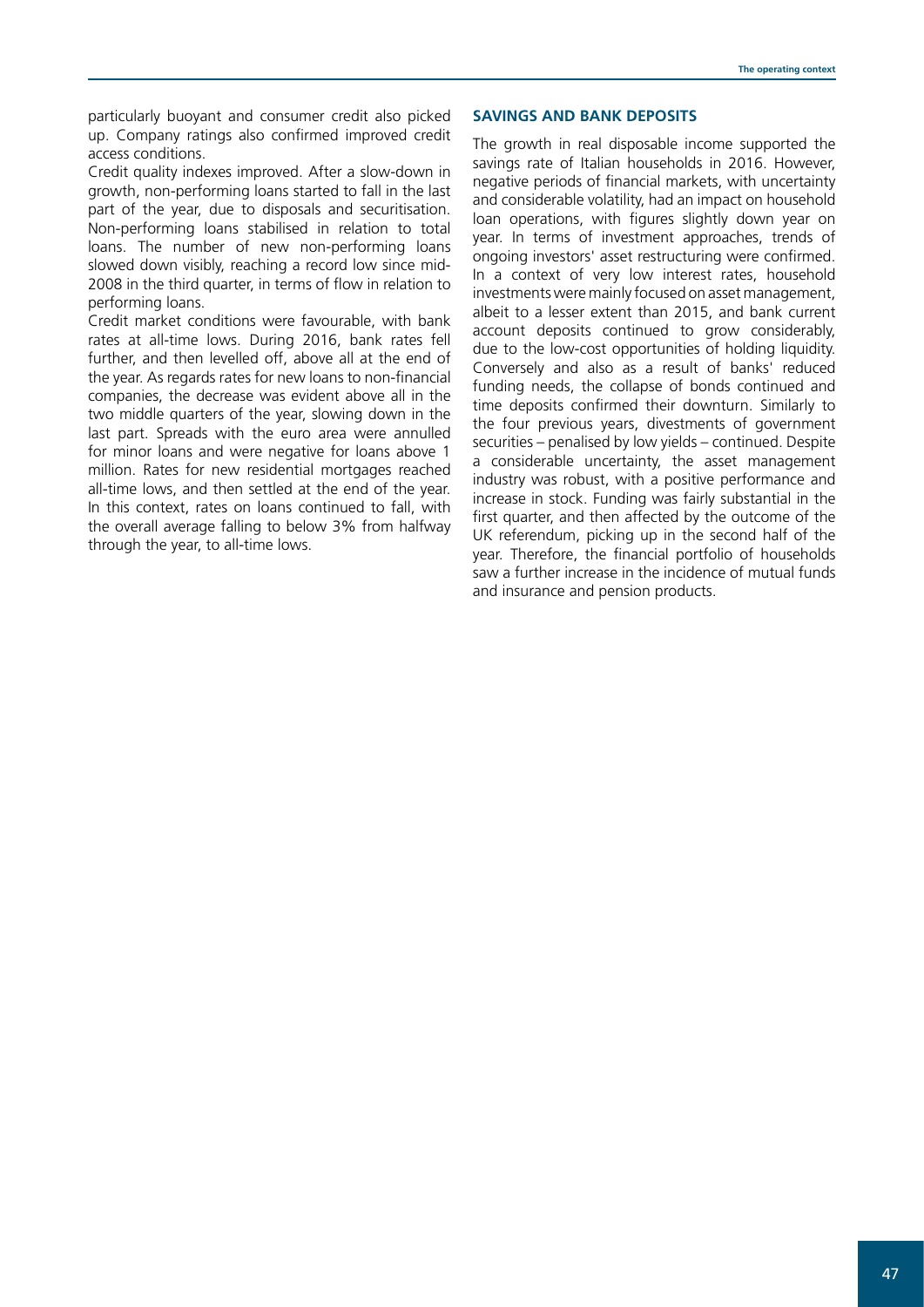particularly buoyant and consumer credit also picked up. Company ratings also confirmed improved credit access conditions.

Credit quality indexes improved. After a slow-down in growth, non-performing loans started to fall in the last part of the year, due to disposals and securitisation. Non-performing loans stabilised in relation to total loans. The number of new non-performing loans slowed down visibly, reaching a record low since mid-2008 in the third quarter, in terms of flow in relation to performing loans.

Credit market conditions were favourable, with bank rates at all-time lows. During 2016, bank rates fell further, and then levelled off, above all at the end of the year. As regards rates for new loans to non-financial companies, the decrease was evident above all in the two middle quarters of the year, slowing down in the last part. Spreads with the euro area were annulled for minor loans and were negative for loans above 1 million. Rates for new residential mortgages reached all-time lows, and then settled at the end of the year. In this context, rates on loans continued to fall, with the overall average falling to below 3% from halfway through the year, to all-time lows.

## SAVINGS AND BANK DEPOSITS

The growth in real disposable income supported the savings rate of Italian households in 2016. However, negative periods of financial markets, with uncertainty and considerable volatility, had an impact on household loan operations, with figures slightly down year on year. In terms of investment approaches, trends of ongoing investors' asset restructuring were confirmed. In a context of very low interest rates, household investments were mainly focused on asset management, albeit to a lesser extent than 2015, and bank current account deposits continued to grow considerably, due to the low-cost opportunities of holding liquidity. Conversely and also as a result of banks' reduced funding needs, the collapse of bonds continued and time deposits confirmed their downturn. Similarly to the four previous years, divestments of government securities – penalised by low yields – continued. Despite a considerable uncertainty, the asset management industry was robust, with a positive performance and increase in stock. Funding was fairly substantial in the first quarter, and then affected by the outcome of the UK referendum, picking up in the second half of the year. Therefore, the financial portfolio of households saw a further increase in the incidence of mutual funds and insurance and pension products.